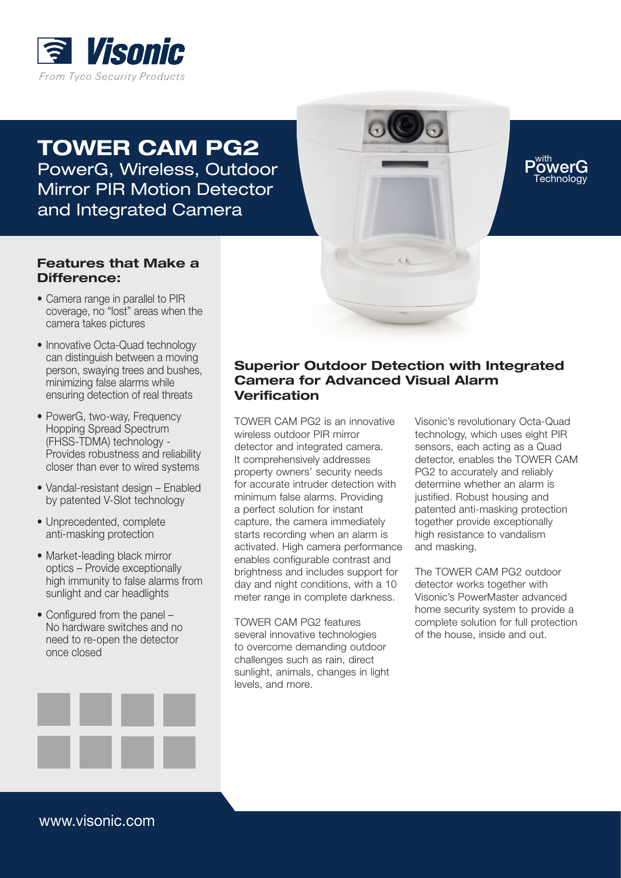Visonic

*From Tyco Security Products*

# TOWER CAM PG2

## PowerG, Wireless, Outdoor Mirror PIR Motion Detector and Integrated Camera

with PowerG Technology

### Features that Make a Difference:

- Camera range in parallel to PIR coverage, no "lost" areas when the camera takes pictures
- Innovative Octa-Quad technology can distinguish between a moving person, swaying trees and bushes, minimizing false alarms while ensuring detection of real threats
- PowerG, two-way, Frequency Hopping Spread Spectrum (FHSS-TDMA) technology - Provides robustness and reliability closer than ever to wired systems
- Vandal-resistant design – Enabled by patented V-Slot technology
- Unprecedented, complete anti-masking protection
- Market-leading black mirror optics – Provide exceptionally high immunity to false alarms from sunlight and car headlights
- Configured from the panel – No hardware switches and no need to re-open the detector once closed

## Superior Outdoor Detection with Integrated Camera for Advanced Visual Alarm Verification

TOWER CAM PG2 is an innovative wireless outdoor PIR mirror detector and integrated camera. It comprehensively addresses property owners' security needs for accurate intruder detection with minimum false alarms. Providing a perfect solution for instant capture, the camera immediately starts recording when an alarm is activated. High camera performance enables configurable contrast and brightness and includes support for day and night conditions, with a 10 meter range in complete darkness.

TOWER CAM PG2 features several innovative technologies to overcome demanding outdoor challenges such as rain, direct sunlight, animals, changes in light levels, and more.

Visonic's revolutionary Octa-Quad technology, which uses eight PIR sensors, each acting as a Quad detector, enables the TOWER CAM PG2 to accurately and reliably determine whether an alarm is justified. Robust housing and patented anti-masking protection together provide exceptionally high resistance to vandalism and masking.

The TOWER CAM PG2 outdoor detector works together with Visonic's PowerMaster advanced home security system to provide a complete solution for full protection of the house, inside and out.

www.visonic.com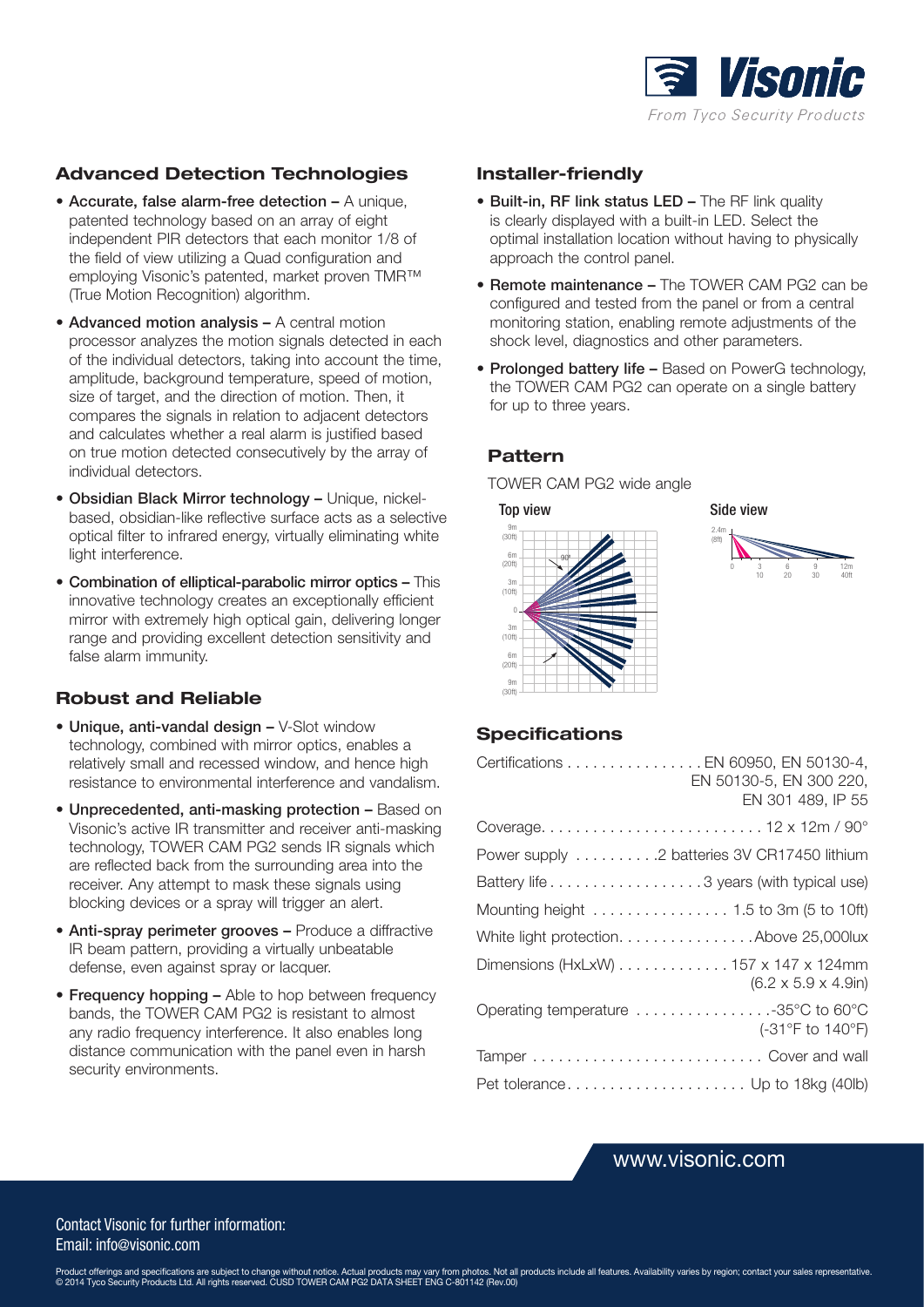## Advanced Detection Technologies

- **Accurate, false alarm-free detection –** A unique, patented technology based on an array of eight independent PIR detectors that each monitor 1/8 of the field of view utilizing a Quad configuration and employing Visonic's patented, market proven TMR™ (True Motion Recognition) algorithm.
- **Advanced motion analysis –** A central motion processor analyzes the motion signals detected in each of the individual detectors, taking into account the time, amplitude, background temperature, speed of motion, size of target, and the direction of motion. Then, it compares the signals in relation to adjacent detectors and calculates whether a real alarm is justified based on true motion detected consecutively by the array of individual detectors.
- **Obsidian Black Mirror technology –** Unique, nickel-based, obsidian-like reflective surface acts as a selective optical filter to infrared energy, virtually eliminating white light interference.
- **Combination of elliptical-parabolic mirror optics –** This innovative technology creates an exceptionally efficient mirror with extremely high optical gain, delivering longer range and providing excellent detection sensitivity and false alarm immunity.

## Robust and Reliable

- **Unique, anti-vandal design –** V-Slot window technology, combined with mirror optics, enables a relatively small and recessed window, and hence high resistance to environmental interference and vandalism.
- **Unprecedented, anti-masking protection –** Based on Visonic's active IR transmitter and receiver anti-masking technology, TOWER CAM PG2 sends IR signals which are reflected back from the surrounding area into the receiver. Any attempt to mask these signals using blocking devices or a spray will trigger an alert.
- **Anti-spray perimeter grooves –** Produce a diffractive IR beam pattern, providing a virtually unbeatable defense, even against spray or lacquer.
- **Frequency hopping –** Able to hop between frequency bands, the TOWER CAM PG2 is resistant to almost any radio frequency interference. It also enables long distance communication with the panel even in harsh security environments.

## Installer-friendly

- **Built-in, RF link status LED –** The RF link quality is clearly displayed with a built-in LED. Select the optimal installation location without having to physically approach the control panel.
- **Remote maintenance –** The TOWER CAM PG2 can be configured and tested from the panel or from a central monitoring station, enabling remote adjustments of the shock level, diagnostics and other parameters.
- **Prolonged battery life –** Based on PowerG technology, the TOWER CAM PG2 can operate on a single battery for up to three years.

## Pattern

TOWER CAM PG2 wide angle

Top view

9m (30ft)
6m (20ft)
3m (10ft)
0
3m (10ft)
6m (20ft)
9m (30ft)
90°

Side view

2.4m (8ft)
0 3 6 9 12m
10 20 30 40ft

## Specifications

| | |
|---|---|
| Certifications | EN 60950, EN 50130-4, EN 50130-5, EN 300 220, EN 301 489, IP 55 |
| Coverage | 12 x 12m / 90° |
| Power supply | 2 batteries 3V CR17450 lithium |
| Battery life | 3 years (with typical use) |
| Mounting height | 1.5 to 3m (5 to 10ft) |
| White light protection | Above 25,000lux |
| Dimensions (HxLxW) | 157 x 147 x 124mm (6.2 x 5.9 x 4.9in) |
| Operating temperature | -35°C to 60°C (-31°F to 140°F) |
| Tamper | Cover and wall |
| Pet tolerance | Up to 18kg (40lb) |

www.visonic.com

Contact Visonic for further information:
Email: info@visonic.com

Product offerings and specifications are subject to change without notice. Actual products may vary from photos. Not all products include all features. Availability varies by region; contact your sales representative.
© 2014 Tyco Security Products Ltd. All rights reserved. CUSD TOWER CAM PG2 DATA SHEET ENG C-801142 (Rev.00)